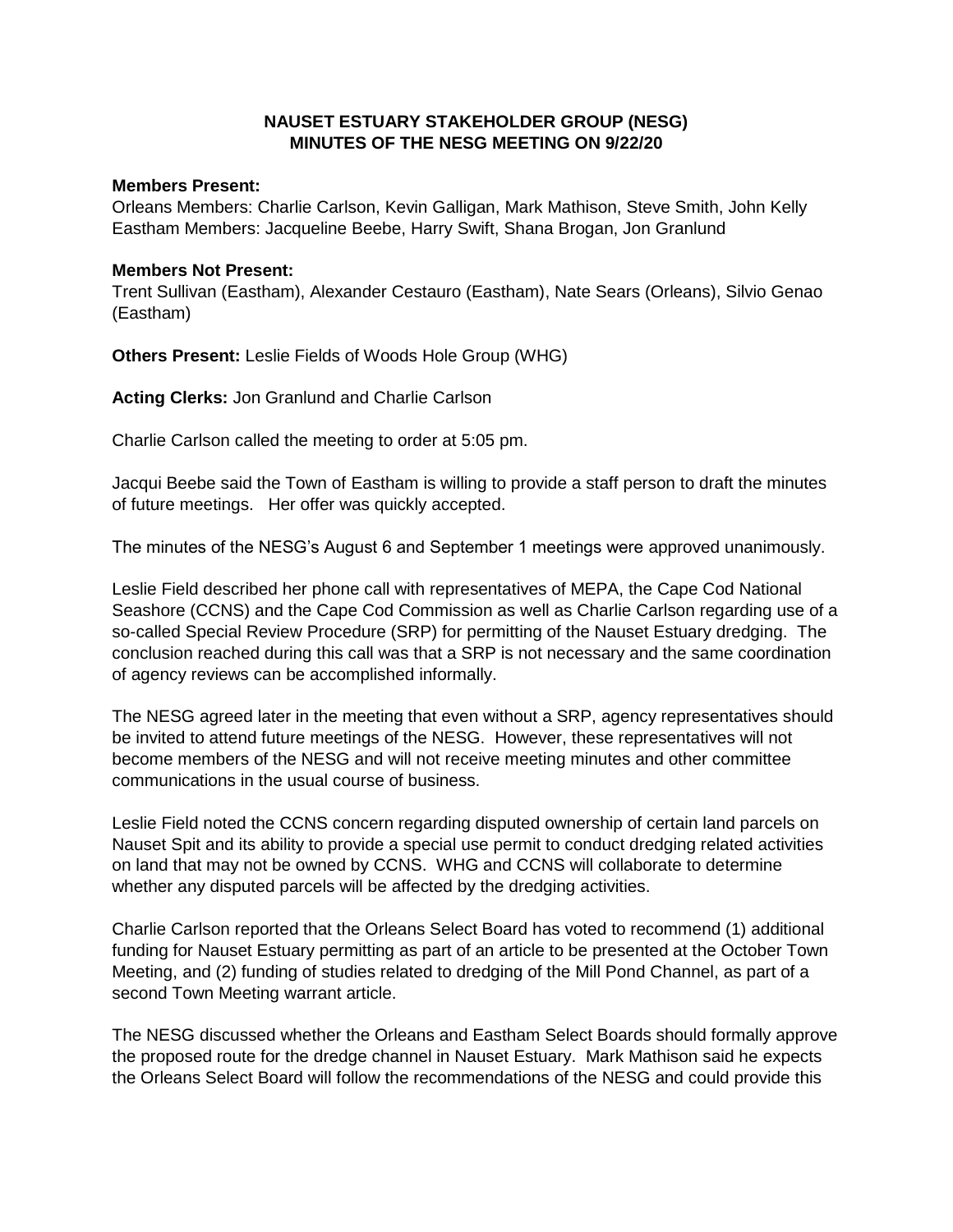# NAUSET ESTUARY STAKEHOLDER GROUP (NESG)
## MINUTES OF THE NESG MEETING ON 9/22/20

**Members Present:**
Orleans Members: Charlie Carlson, Kevin Galligan, Mark Mathison, Steve Smith, John Kelly
Eastham Members: Jacqueline Beebe, Harry Swift, Shana Brogan, Jon Granlund

**Members Not Present:**
Trent Sullivan (Eastham), Alexander Cestauro (Eastham), Nate Sears (Orleans), Silvio Genao (Eastham)

**Others Present:** Leslie Fields of Woods Hole Group (WHG)

**Acting Clerks:** Jon Granlund and Charlie Carlson

Charlie Carlson called the meeting to order at 5:05 pm.

Jacqui Beebe said the Town of Eastham is willing to provide a staff person to draft the minutes of future meetings. Her offer was quickly accepted.

The minutes of the NESG's August 6 and September 1 meetings were approved unanimously.

Leslie Field described her phone call with representatives of MEPA, the Cape Cod National Seashore (CCNS) and the Cape Cod Commission as well as Charlie Carlson regarding use of a so-called Special Review Procedure (SRP) for permitting of the Nauset Estuary dredging. The conclusion reached during this call was that a SRP is not necessary and the same coordination of agency reviews can be accomplished informally.

The NESG agreed later in the meeting that even without a SRP, agency representatives should be invited to attend future meetings of the NESG. However, these representatives will not become members of the NESG and will not receive meeting minutes and other committee communications in the usual course of business.

Leslie Field noted the CCNS concern regarding disputed ownership of certain land parcels on Nauset Spit and its ability to provide a special use permit to conduct dredging related activities on land that may not be owned by CCNS. WHG and CCNS will collaborate to determine whether any disputed parcels will be affected by the dredging activities.

Charlie Carlson reported that the Orleans Select Board has voted to recommend (1) additional funding for Nauset Estuary permitting as part of an article to be presented at the October Town Meeting, and (2) funding of studies related to dredging of the Mill Pond Channel, as part of a second Town Meeting warrant article.

The NESG discussed whether the Orleans and Eastham Select Boards should formally approve the proposed route for the dredge channel in Nauset Estuary. Mark Mathison said he expects the Orleans Select Board will follow the recommendations of the NESG and could provide this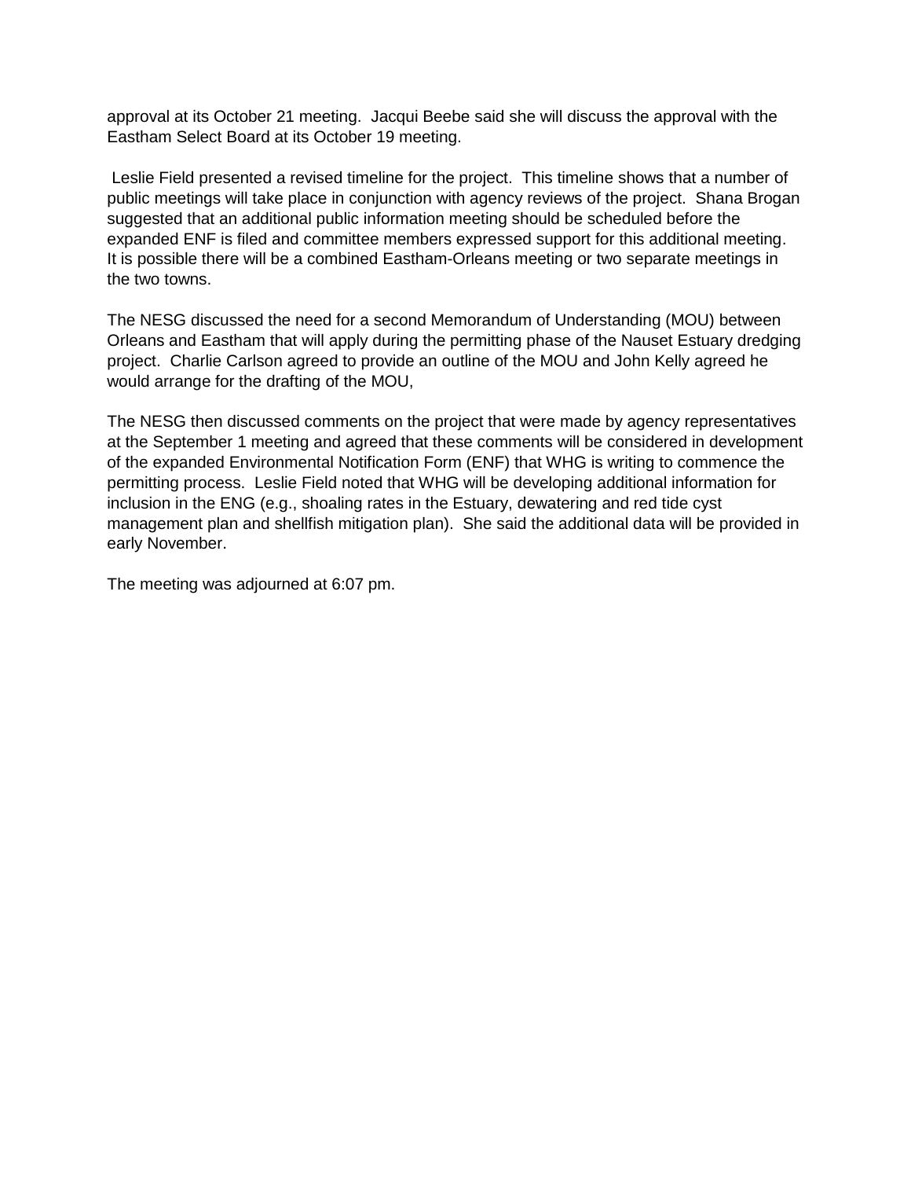approval at its October 21 meeting. Jacqui Beebe said she will discuss the approval with the Eastham Select Board at its October 19 meeting.

Leslie Field presented a revised timeline for the project. This timeline shows that a number of public meetings will take place in conjunction with agency reviews of the project. Shana Brogan suggested that an additional public information meeting should be scheduled before the expanded ENF is filed and committee members expressed support for this additional meeting. It is possible there will be a combined Eastham-Orleans meeting or two separate meetings in the two towns.

The NESG discussed the need for a second Memorandum of Understanding (MOU) between Orleans and Eastham that will apply during the permitting phase of the Nauset Estuary dredging project. Charlie Carlson agreed to provide an outline of the MOU and John Kelly agreed he would arrange for the drafting of the MOU,

The NESG then discussed comments on the project that were made by agency representatives at the September 1 meeting and agreed that these comments will be considered in development of the expanded Environmental Notification Form (ENF) that WHG is writing to commence the permitting process. Leslie Field noted that WHG will be developing additional information for inclusion in the ENG (e.g., shoaling rates in the Estuary, dewatering and red tide cyst management plan and shellfish mitigation plan). She said the additional data will be provided in early November.

The meeting was adjourned at 6:07 pm.